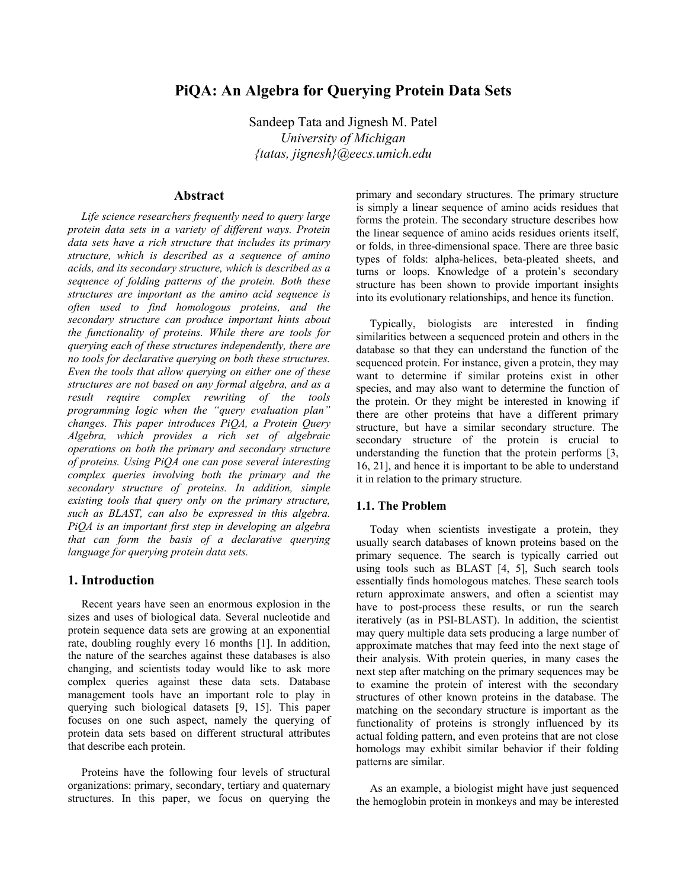# PiQA: An Algebra for Querying Protein Data Sets

Sandeep Tata and Jignesh M. Patel
*University of Michigan*
*{tatas, jignesh}@eecs.umich.edu*

## Abstract

*Life science researchers frequently need to query large protein data sets in a variety of different ways. Protein data sets have a rich structure that includes its primary structure, which is described as a sequence of amino acids, and its secondary structure, which is described as a sequence of folding patterns of the protein. Both these structures are important as the amino acid sequence is often used to find homologous proteins, and the secondary structure can produce important hints about the functionality of proteins. While there are tools for querying each of these structures independently, there are no tools for declarative querying on both these structures. Even the tools that allow querying on either one of these structures are not based on any formal algebra, and as a result require complex rewriting of the tools programming logic when the "query evaluation plan" changes. This paper introduces PiQA, a Protein Query Algebra, which provides a rich set of algebraic operations on both the primary and secondary structure of proteins. Using PiQA one can pose several interesting complex queries involving both the primary and the secondary structure of proteins. In addition, simple existing tools that query only on the primary structure, such as BLAST, can also be expressed in this algebra. PiQA is an important first step in developing an algebra that can form the basis of a declarative querying language for querying protein data sets.*

## 1. Introduction

Recent years have seen an enormous explosion in the sizes and uses of biological data. Several nucleotide and protein sequence data sets are growing at an exponential rate, doubling roughly every 16 months [1]. In addition, the nature of the searches against these databases is also changing, and scientists today would like to ask more complex queries against these data sets. Database management tools have an important role to play in querying such biological datasets [9, 15]. This paper focuses on one such aspect, namely the querying of protein data sets based on different structural attributes that describe each protein.

Proteins have the following four levels of structural organizations: primary, secondary, tertiary and quaternary structures. In this paper, we focus on querying the primary and secondary structures. The primary structure is simply a linear sequence of amino acids residues that forms the protein. The secondary structure describes how the linear sequence of amino acids residues orients itself, or folds, in three-dimensional space. There are three basic types of folds: alpha-helices, beta-pleated sheets, and turns or loops. Knowledge of a protein's secondary structure has been shown to provide important insights into its evolutionary relationships, and hence its function.

Typically, biologists are interested in finding similarities between a sequenced protein and others in the database so that they can understand the function of the sequenced protein. For instance, given a protein, they may want to determine if similar proteins exist in other species, and may also want to determine the function of the protein. Or they might be interested in knowing if there are other proteins that have a different primary structure, but have a similar secondary structure. The secondary structure of the protein is crucial to understanding the function that the protein performs [3, 16, 21], and hence it is important to be able to understand it in relation to the primary structure.

### 1.1. The Problem

Today when scientists investigate a protein, they usually search databases of known proteins based on the primary sequence. The search is typically carried out using tools such as BLAST [4, 5], Such search tools essentially finds homologous matches. These search tools return approximate answers, and often a scientist may have to post-process these results, or run the search iteratively (as in PSI-BLAST). In addition, the scientist may query multiple data sets producing a large number of approximate matches that may feed into the next stage of their analysis. With protein queries, in many cases the next step after matching on the primary sequences may be to examine the protein of interest with the secondary structures of other known proteins in the database. The matching on the secondary structure is important as the functionality of proteins is strongly influenced by its actual folding pattern, and even proteins that are not close homologs may exhibit similar behavior if their folding patterns are similar.

As an example, a biologist might have just sequenced the hemoglobin protein in monkeys and may be interested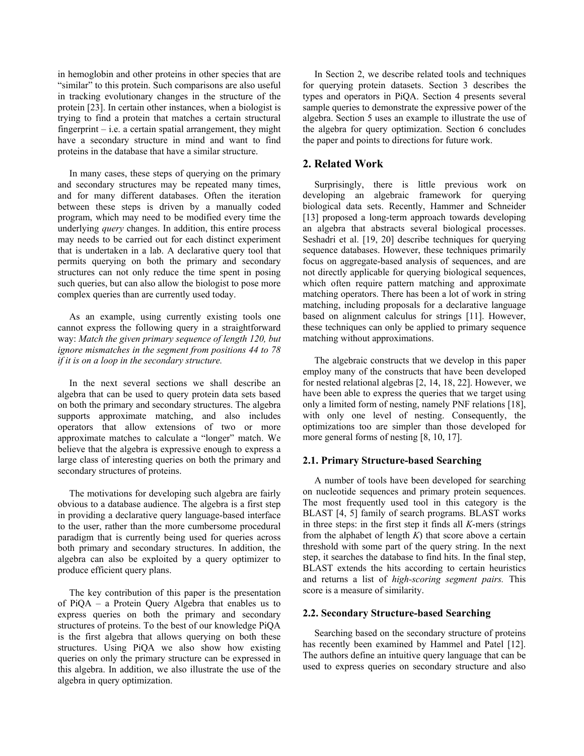in hemoglobin and other proteins in other species that are "similar" to this protein. Such comparisons are also useful in tracking evolutionary changes in the structure of the protein [23]. In certain other instances, when a biologist is trying to find a protein that matches a certain structural fingerprint – i.e. a certain spatial arrangement, they might have a secondary structure in mind and want to find proteins in the database that have a similar structure.

In many cases, these steps of querying on the primary and secondary structures may be repeated many times, and for many different databases. Often the iteration between these steps is driven by a manually coded program, which may need to be modified every time the underlying *query* changes. In addition, this entire process may needs to be carried out for each distinct experiment that is undertaken in a lab. A declarative query tool that permits querying on both the primary and secondary structures can not only reduce the time spent in posing such queries, but can also allow the biologist to pose more complex queries than are currently used today.

As an example, using currently existing tools one cannot express the following query in a straightforward way: *Match the given primary sequence of length 120, but ignore mismatches in the segment from positions 44 to 78 if it is on a loop in the secondary structure.*

In the next several sections we shall describe an algebra that can be used to query protein data sets based on both the primary and secondary structures. The algebra supports approximate matching, and also includes operators that allow extensions of two or more approximate matches to calculate a "longer" match. We believe that the algebra is expressive enough to express a large class of interesting queries on both the primary and secondary structures of proteins.

The motivations for developing such algebra are fairly obvious to a database audience. The algebra is a first step in providing a declarative query language-based interface to the user, rather than the more cumbersome procedural paradigm that is currently being used for queries across both primary and secondary structures. In addition, the algebra can also be exploited by a query optimizer to produce efficient query plans.

The key contribution of this paper is the presentation of PiQA – a Protein Query Algebra that enables us to express queries on both the primary and secondary structures of proteins. To the best of our knowledge PiQA is the first algebra that allows querying on both these structures. Using PiQA we also show how existing queries on only the primary structure can be expressed in this algebra. In addition, we also illustrate the use of the algebra in query optimization.

In Section 2, we describe related tools and techniques for querying protein datasets. Section 3 describes the types and operators in PiQA. Section 4 presents several sample queries to demonstrate the expressive power of the algebra. Section 5 uses an example to illustrate the use of the algebra for query optimization. Section 6 concludes the paper and points to directions for future work.

## 2. Related Work

Surprisingly, there is little previous work on developing an algebraic framework for querying biological data sets. Recently, Hammer and Schneider [13] proposed a long-term approach towards developing an algebra that abstracts several biological processes. Seshadri et al. [19, 20] describe techniques for querying sequence databases. However, these techniques primarily focus on aggregate-based analysis of sequences, and are not directly applicable for querying biological sequences, which often require pattern matching and approximate matching operators. There has been a lot of work in string matching, including proposals for a declarative language based on alignment calculus for strings [11]. However, these techniques can only be applied to primary sequence matching without approximations.

The algebraic constructs that we develop in this paper employ many of the constructs that have been developed for nested relational algebras [2, 14, 18, 22]. However, we have been able to express the queries that we target using only a limited form of nesting, namely PNF relations [18], with only one level of nesting. Consequently, the optimizations too are simpler than those developed for more general forms of nesting [8, 10, 17].

### 2.1. Primary Structure-based Searching

A number of tools have been developed for searching on nucleotide sequences and primary protein sequences. The most frequently used tool in this category is the BLAST [4, 5] family of search programs. BLAST works in three steps: in the first step it finds all *K*-mers (strings from the alphabet of length *K*) that score above a certain threshold with some part of the query string. In the next step, it searches the database to find hits. In the final step, BLAST extends the hits according to certain heuristics and returns a list of *high-scoring segment pairs.* This score is a measure of similarity.

### 2.2. Secondary Structure-based Searching

Searching based on the secondary structure of proteins has recently been examined by Hammel and Patel [12]. The authors define an intuitive query language that can be used to express queries on secondary structure and also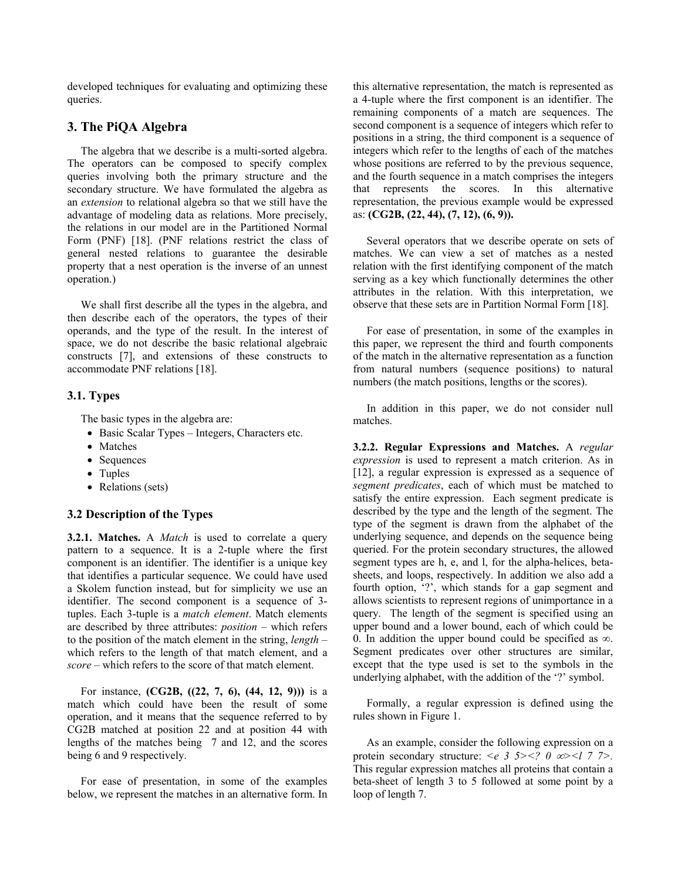developed techniques for evaluating and optimizing these queries.

## 3. The PiQA Algebra

The algebra that we describe is a multi-sorted algebra. The operators can be composed to specify complex queries involving both the primary structure and the secondary structure. We have formulated the algebra as an *extension* to relational algebra so that we still have the advantage of modeling data as relations. More precisely, the relations in our model are in the Partitioned Normal Form (PNF) [18]. (PNF relations restrict the class of general nested relations to guarantee the desirable property that a nest operation is the inverse of an unnest operation.)

We shall first describe all the types in the algebra, and then describe each of the operators, the types of their operands, and the type of the result. In the interest of space, we do not describe the basic relational algebraic constructs [7], and extensions of these constructs to accommodate PNF relations [18].

### 3.1. Types

The basic types in the algebra are:

- Basic Scalar Types – Integers, Characters etc.
- Matches
- Sequences
- Tuples
- Relations (sets)

### 3.2 Description of the Types

**3.2.1. Matches.** A *Match* is used to correlate a query pattern to a sequence. It is a 2-tuple where the first component is an identifier. The identifier is a unique key that identifies a particular sequence. We could have used a Skolem function instead, but for simplicity we use an identifier. The second component is a sequence of 3-tuples. Each 3-tuple is a *match element*. Match elements are described by three attributes: *position* – which refers to the position of the match element in the string, *length* – which refers to the length of that match element, and a *score* – which refers to the score of that match element.

For instance, **(CG2B, ((22, 7, 6), (44, 12, 9)))** is a match which could have been the result of some operation, and it means that the sequence referred to by CG2B matched at position 22 and at position 44 with lengths of the matches being 7 and 12, and the scores being 6 and 9 respectively.

For ease of presentation, in some of the examples below, we represent the matches in an alternative form. In this alternative representation, the match is represented as a 4-tuple where the first component is an identifier. The remaining components of a match are sequences. The second component is a sequence of integers which refer to positions in a string, the third component is a sequence of integers which refer to the lengths of each of the matches whose positions are referred to by the previous sequence, and the fourth sequence in a match comprises the integers that represents the scores. In this alternative representation, the previous example would be expressed as: **(CG2B, (22, 44), (7, 12), (6, 9)).**

Several operators that we describe operate on sets of matches. We can view a set of matches as a nested relation with the first identifying component of the match serving as a key which functionally determines the other attributes in the relation. With this interpretation, we observe that these sets are in Partition Normal Form [18].

For ease of presentation, in some of the examples in this paper, we represent the third and fourth components of the match in the alternative representation as a function from natural numbers (sequence positions) to natural numbers (the match positions, lengths or the scores).

In addition in this paper, we do not consider null matches.

**3.2.2. Regular Expressions and Matches.** A *regular expression* is used to represent a match criterion. As in [12], a regular expression is expressed as a sequence of *segment predicates*, each of which must be matched to satisfy the entire expression. Each segment predicate is described by the type and the length of the segment. The type of the segment is drawn from the alphabet of the underlying sequence, and depends on the sequence being queried. For the protein secondary structures, the allowed segment types are h, e, and l, for the alpha-helices, beta-sheets, and loops, respectively. In addition we also add a fourth option, '?', which stands for a gap segment and allows scientists to represent regions of unimportance in a query. The length of the segment is specified using an upper bound and a lower bound, each of which could be 0. In addition the upper bound could be specified as $\infty$. Segment predicates over other structures are similar, except that the type used is set to the symbols in the underlying alphabet, with the addition of the '?' symbol.

Formally, a regular expression is defined using the rules shown in Figure 1.

As an example, consider the following expression on a protein secondary structure: *<e 3 5><? 0 ∞><l 7 7>*. This regular expression matches all proteins that contain a beta-sheet of length 3 to 5 followed at some point by a loop of length 7.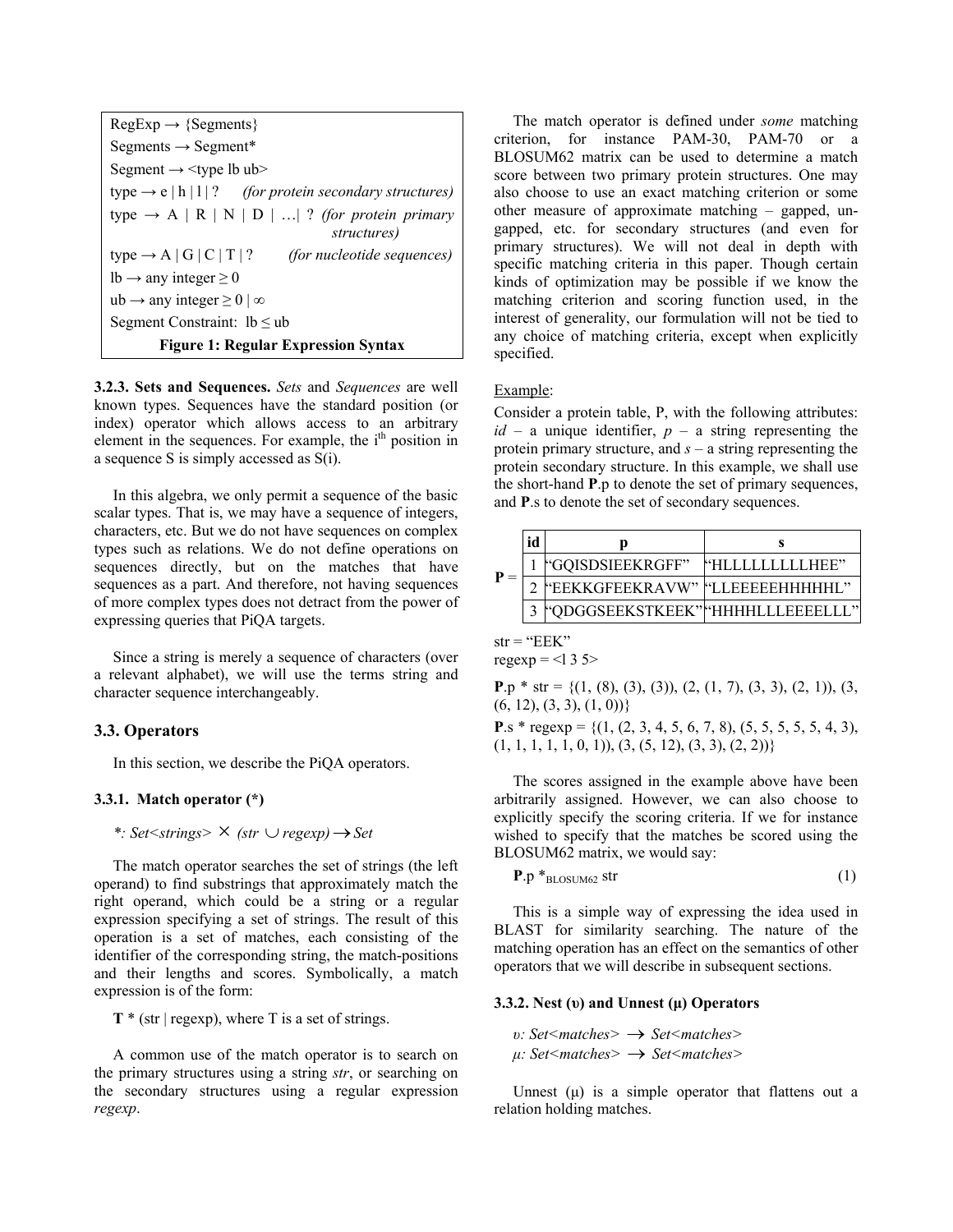RegExp → {Segments}
Segments → Segment*
Segment → <type lb ub>
type → e | h | l | ?     *(for protein secondary structures)*
type → A | R | N | D | …| ? *(for protein primary structures)*
type → A | G | C | T | ?     *(for nucleotide sequences)*
lb → any integer ≥ 0
ub → any integer ≥ 0 | ∞
Segment Constraint: lb ≤ ub

**Figure 1: Regular Expression Syntax**

**3.2.3. Sets and Sequences.** *Sets* and *Sequences* are well known types. Sequences have the standard position (or index) operator which allows access to an arbitrary element in the sequences. For example, the $i^{th}$ position in a sequence S is simply accessed as S(i).

In this algebra, we only permit a sequence of the basic scalar types. That is, we may have a sequence of integers, characters, etc. But we do not have sequences on complex types such as relations. We do not define operations on sequences directly, but on the matches that have sequences as a part. And therefore, not having sequences of more complex types does not detract from the power of expressing queries that PiQA targets.

Since a string is merely a sequence of characters (over a relevant alphabet), we will use the terms string and character sequence interchangeably.

## 3.3. Operators

In this section, we describe the PiQA operators.

### 3.3.1. Match operator (*)

$*: Set<strings> \times (str \cup regexp) \rightarrow Set$

The match operator searches the set of strings (the left operand) to find substrings that approximately match the right operand, which could be a string or a regular expression specifying a set of strings. The result of this operation is a set of matches, each consisting of the identifier of the corresponding string, the match-positions and their lengths and scores. Symbolically, a match expression is of the form:

**T** * (str | regexp), where T is a set of strings.

A common use of the match operator is to search on the primary structures using a string *str*, or searching on the secondary structures using a regular expression *regexp*.

The match operator is defined under *some* matching criterion, for instance PAM-30, PAM-70 or a BLOSUM62 matrix can be used to determine a match score between two primary protein structures. One may also choose to use an exact matching criterion or some other measure of approximate matching – gapped, un-gapped, etc. for secondary structures (and even for primary structures). We will not deal in depth with specific matching criteria in this paper. Though certain kinds of optimization may be possible if we know the matching criterion and scoring function used, in the interest of generality, our formulation will not be tied to any choice of matching criteria, except when explicitly specified.

Example:

Consider a protein table, P, with the following attributes: *id* – a unique identifier, *p* – a string representing the protein primary structure, and *s* – a string representing the protein secondary structure. In this example, we shall use the short-hand **P**.p to denote the set of primary sequences, and **P**.s to denote the set of secondary sequences.

**P** =

| id | p | s |
|---|---|---|
| 1 | "GQISDSIEEKRGFF" | "HLLLLLLLLLHEE" |
| 2 | "EEKKGFEEKRAVW" | "LLEEEEEHHHHHL" |
| 3 | "QDGGSEEKSTKEEK" | "HHHHLLLEEEELLL" |

str = "EEK"
regexp = <l 3 5>

**P**.p * str = {(1, (8), (3), (3)), (2, (1, 7), (3, 3), (2, 1)), (3, (6, 12), (3, 3), (1, 0))}

**P**.s * regexp = {(1, (2, 3, 4, 5, 6, 7, 8), (5, 5, 5, 5, 5, 4, 3), (1, 1, 1, 1, 1, 0, 1)), (3, (5, 12), (3, 3), (2, 2))}

The scores assigned in the example above have been arbitrarily assigned. However, we can also choose to explicitly specify the scoring criteria. If we for instance wished to specify that the matches be scored using the BLOSUM62 matrix, we would say:

$$\mathbf{P}.p *_{BLOSUM62} str \qquad (1)$$

This is a simple way of expressing the idea used in BLAST for similarity searching. The nature of the matching operation has an effect on the semantics of other operators that we will describe in subsequent sections.

### 3.3.2. Nest (υ) and Unnest (μ) Operators

$\upsilon: Set<matches> \rightarrow Set<matches>$
$\mu: Set<matches> \rightarrow Set<matches>$

Unnest (μ) is a simple operator that flattens out a relation holding matches.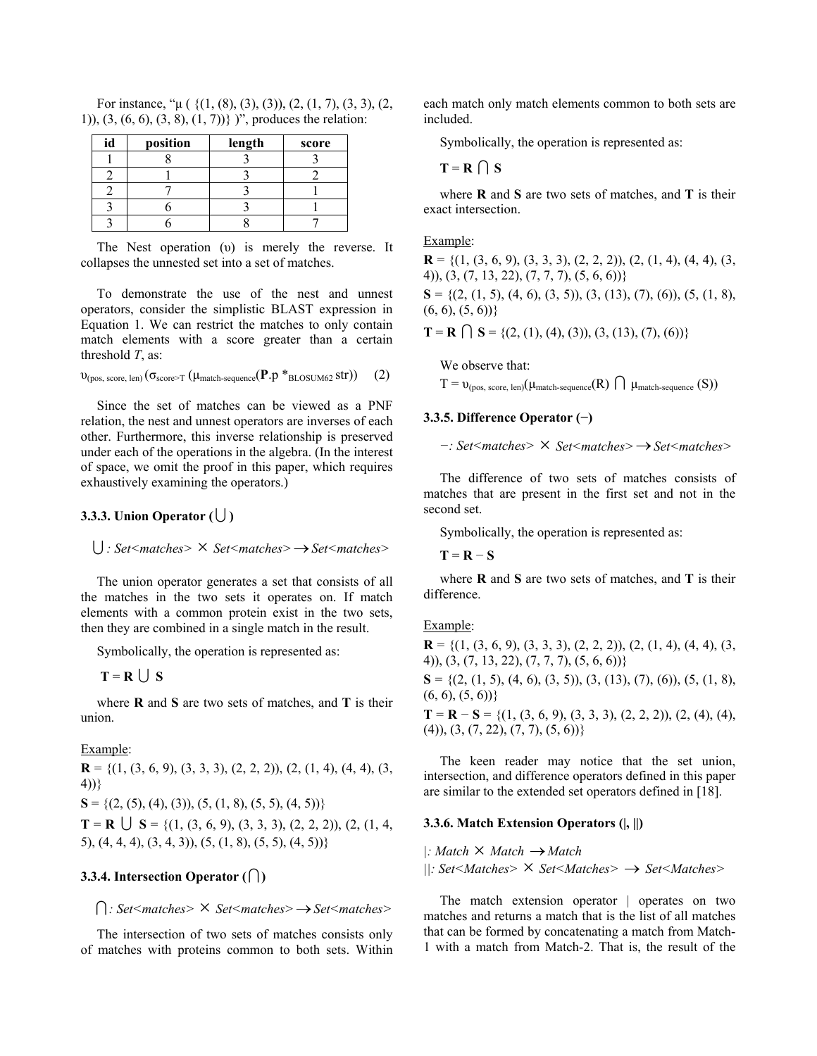For instance, "μ ( {(1, (8), (3), (3)), (2, (1, 7), (3, 3), (2, 1)), (3, (6, 6), (3, 8), (1, 7))} )", produces the relation:

| id | position | length | score |
|---|---|---|---|
| 1 | 8 | 3 | 3 |
| 2 | 1 | 3 | 2 |
| 2 | 7 | 3 | 1 |
| 3 | 6 | 3 | 1 |
| 3 | 6 | 8 | 7 |

The Nest operation (υ) is merely the reverse. It collapses the unnested set into a set of matches.

To demonstrate the use of the nest and unnest operators, consider the simplistic BLAST expression in Equation 1. We can restrict the matches to only contain match elements with a score greater than a certain threshold *T*, as:

$$\upsilon_{(\text{pos, score, len})} (\sigma_{\text{score}>T} (\mu_{\text{match-sequence}}(\mathbf{P}.\text{p} *_{\text{BLOSUM62}} \text{str}))) \quad (2)$$

Since the set of matches can be viewed as a PNF relation, the nest and unnest operators are inverses of each other. Furthermore, this inverse relationship is preserved under each of the operations in the algebra. (In the interest of space, we omit the proof in this paper, which requires exhaustively examining the operators.)

### 3.3.3. Union Operator (⋃)

*⋃: Set<matches> × Set<matches> → Set<matches>*

The union operator generates a set that consists of all the matches in the two sets it operates on. If match elements with a common protein exist in the two sets, then they are combined in a single match in the result.

Symbolically, the operation is represented as:

**T** = **R** ⋃ **S**

where **R** and **S** are two sets of matches, and **T** is their union.

Example:

**R** = {(1, (3, 6, 9), (3, 3, 3), (2, 2, 2)), (2, (1, 4), (4, 4), (3, 4))}

**S** = {(2, (5), (4), (3)), (5, (1, 8), (5, 5), (4, 5))}

**T** = **R** ⋃ **S** = {(1, (3, 6, 9), (3, 3, 3), (2, 2, 2)), (2, (1, 4, 5), (4, 4, 4), (3, 4, 3)), (5, (1, 8), (5, 5), (4, 5))}

### 3.3.4. Intersection Operator (⋂)

*⋂: Set<matches> × Set<matches> → Set<matches>*

The intersection of two sets of matches consists only of matches with proteins common to both sets. Within each match only match elements common to both sets are included.

Symbolically, the operation is represented as:

**T** = **R** ⋂ **S**

where **R** and **S** are two sets of matches, and **T** is their exact intersection.

Example:

**R** = {(1, (3, 6, 9), (3, 3, 3), (2, 2, 2)), (2, (1, 4), (4, 4), (3, 4)), (3, (7, 13, 22), (7, 7, 7), (5, 6, 6))}

**S** = {(2, (1, 5), (4, 6), (3, 5)), (3, (13), (7), (6)), (5, (1, 8), (6, 6), (5, 6))}

**T** = **R** ⋂ **S** = {(2, (1), (4), (3)), (3, (13), (7), (6))}

We observe that:

$T = \upsilon_{(\text{pos, score, len})}(\mu_{\text{match-sequence}}(R) \cap \mu_{\text{match-sequence}}(S))$

### 3.3.5. Difference Operator (−)

*−: Set<matches> × Set<matches> → Set<matches>*

The difference of two sets of matches consists of matches that are present in the first set and not in the second set.

Symbolically, the operation is represented as:

**T** = **R** − **S**

where **R** and **S** are two sets of matches, and **T** is their difference.

Example:

**R** = {(1, (3, 6, 9), (3, 3, 3), (2, 2, 2)), (2, (1, 4), (4, 4), (3, 4)), (3, (7, 13, 22), (7, 7, 7), (5, 6, 6))}

**S** = {(2, (1, 5), (4, 6), (3, 5)), (3, (13), (7), (6)), (5, (1, 8), (6, 6), (5, 6))}

**T** = **R** − **S** = {(1, (3, 6, 9), (3, 3, 3), (2, 2, 2)), (2, (4), (4), (4)), (3, (7, 22), (7, 7), (5, 6))}

The keen reader may notice that the set union, intersection, and difference operators defined in this paper are similar to the extended set operators defined in [18].

### 3.3.6. Match Extension Operators (|, ||)

*|: Match × Match → Match*
*||: Set<Matches> × Set<Matches> → Set<Matches>*

The match extension operator | operates on two matches and returns a match that is the list of all matches that can be formed by concatenating a match from Match-1 with a match from Match-2. That is, the result of the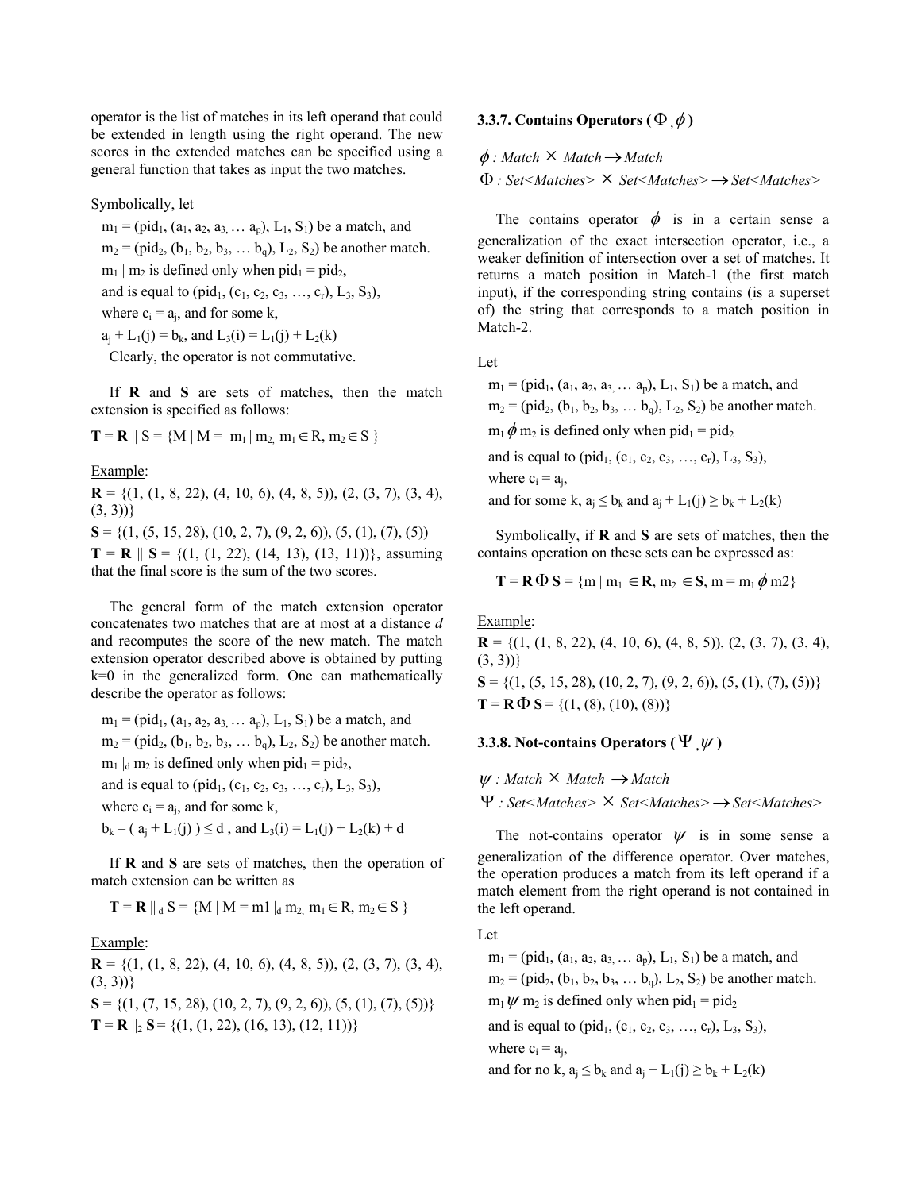operator is the list of matches in its left operand that could be extended in length using the right operand. The new scores in the extended matches can be specified using a general function that takes as input the two matches.

Symbolically, let

$m_1 = (pid_1, (a_1, a_2, a_3, \ldots a_p), L_1, S_1)$ be a match, and

$m_2 = (pid_2, (b_1, b_2, b_3, \ldots b_q), L_2, S_2)$ be another match.

$m_1 \mid m_2$ is defined only when $pid_1 = pid_2$,

and is equal to $(pid_1, (c_1, c_2, c_3, \ldots, c_r), L_3, S_3)$,

where $c_i = a_j$, and for some k,

$a_j + L_1(j) = b_k$, and $L_3(i) = L_1(j) + L_2(k)$

Clearly, the operator is not commutative.

If **R** and **S** are sets of matches, then the match extension is specified as follows:

$\mathbf{T} = \mathbf{R} \parallel S = \{M \mid M = m_1 \mid m_2, m_1 \in R, m_2 \in S\}$

Example:

**R** = {(1, (1, 8, 22), (4, 10, 6), (4, 8, 5)), (2, (3, 7), (3, 4), (3, 3))}

**S** = {(1, (5, 15, 28), (10, 2, 7), (9, 2, 6)), (5, (1), (7), (5))}

**T** = **R** || **S** = {(1, (1, 22), (14, 13), (13, 11))}, assuming that the final score is the sum of the two scores.

The general form of the match extension operator concatenates two matches that are at most at a distance *d* and recomputes the score of the new match. The match extension operator described above is obtained by putting k=0 in the generalized form. One can mathematically describe the operator as follows:

$m_1 = (pid_1, (a_1, a_2, a_3, \ldots a_p), L_1, S_1)$ be a match, and

$m_2 = (pid_2, (b_1, b_2, b_3, \ldots b_q), L_2, S_2)$ be another match.

$m_1 \mid_d m_2$ is defined only when $pid_1 = pid_2$,

and is equal to $(pid_1, (c_1, c_2, c_3, \ldots, c_r), L_3, S_3)$,

where $c_i = a_j$, and for some k,

$b_k - (a_j + L_1(j)) \leq d$ , and $L_3(i) = L_1(j) + L_2(k) + d$

If **R** and **S** are sets of matches, then the operation of match extension can be written as

$\mathbf{T} = \mathbf{R} \parallel_d S = \{M \mid M = m1 \mid_d m_2, m_1 \in R, m_2 \in S\}$

Example:

**R** = {(1, (1, 8, 22), (4, 10, 6), (4, 8, 5)), (2, (3, 7), (3, 4), (3, 3))}

**S** = {(1, (7, 15, 28), (10, 2, 7), (9, 2, 6)), (5, (1), (7), (5))}

**T** = **R** $\|_2$ **S** = {(1, (1, 22), (16, 13), (12, 11))}

### 3.3.7. Contains Operators ($\Phi$, $\phi$)

$\phi$ *: Match* $\times$ *Match* $\rightarrow$ *Match*

$\Phi$ *: Set<Matches>* $\times$ *Set<Matches>* $\rightarrow$ *Set<Matches>*

The contains operator $\phi$ is in a certain sense a generalization of the exact intersection operator, i.e., a weaker definition of intersection over a set of matches. It returns a match position in Match-1 (the first match input), if the corresponding string contains (is a superset of) the string that corresponds to a match position in Match-2.

Let

$m_1 = (pid_1, (a_1, a_2, a_3, \ldots a_p), L_1, S_1)$ be a match, and

$m_2 = (pid_2, (b_1, b_2, b_3, \ldots b_q), L_2, S_2)$ be another match.

$m_1 \phi m_2$ is defined only when $pid_1 = pid_2$

and is equal to $(pid_1, (c_1, c_2, c_3, \ldots, c_r), L_3, S_3)$,

where $c_i = a_j$,

and for some k, $a_j \leq b_k$ and $a_j + L_1(j) \geq b_k + L_2(k)$

Symbolically, if **R** and **S** are sets of matches, then the contains operation on these sets can be expressed as:

$\mathbf{T} = \mathbf{R} \Phi \mathbf{S} = \{m \mid m_1 \in \mathbf{R}, m_2 \in \mathbf{S}, m = m_1 \phi m2\}$

Example:

**R** = {(1, (1, 8, 22), (4, 10, 6), (4, 8, 5)), (2, (3, 7), (3, 4), (3, 3))}

**S** = {(1, (5, 15, 28), (10, 2, 7), (9, 2, 6)), (5, (1), (7), (5))}

**T** = **R** $\Phi$ **S** = {(1, (8), (10), (8))}

### 3.3.8. Not-contains Operators ($\Psi$, $\psi$)

$\psi$ *: Match* $\times$ *Match* $\rightarrow$ *Match*

$\Psi$ *: Set<Matches>* $\times$ *Set<Matches>* $\rightarrow$ *Set<Matches>*

The not-contains operator $\psi$ is in some sense a generalization of the difference operator. Over matches, the operation produces a match from its left operand if a match element from the right operand is not contained in the left operand.

Let

$m_1 = (pid_1, (a_1, a_2, a_3, \ldots a_p), L_1, S_1)$ be a match, and

$m_2 = (pid_2, (b_1, b_2, b_3, \ldots b_q), L_2, S_2)$ be another match.

$m_1 \psi m_2$ is defined only when $pid_1 = pid_2$

and is equal to $(pid_1, (c_1, c_2, c_3, \ldots, c_r), L_3, S_3)$,

where $c_i = a_j$,

and for no k, $a_j \leq b_k$ and $a_j + L_1(j) \geq b_k + L_2(k)$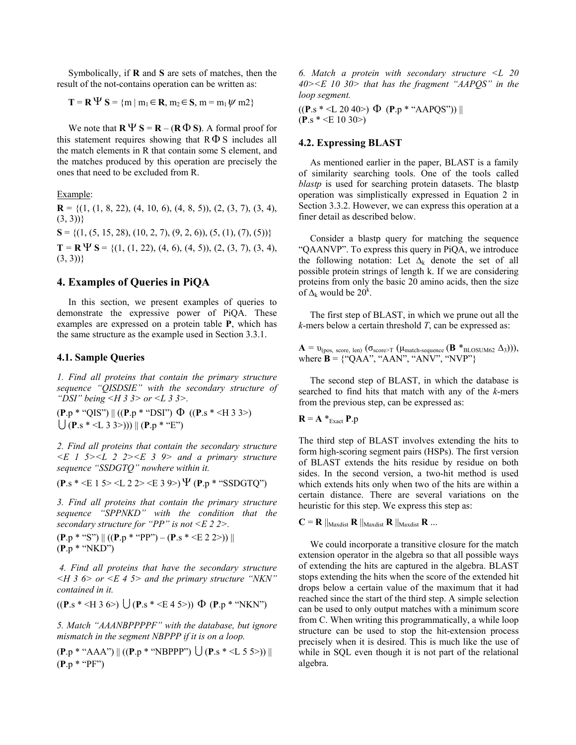Symbolically, if **R** and **S** are sets of matches, then the result of the not-contains operation can be written as:

$$\mathbf{T} = \mathbf{R}\, \Psi\, \mathbf{S} = \{m \mid m_1 \in \mathbf{R}, m_2 \in \mathbf{S}, m = m_1 \psi\, m2\}$$

We note that $\mathbf{R}\, \Psi\, \mathbf{S} = \mathbf{R} - (\mathbf{R}\, \Phi\, \mathbf{S})$. A formal proof for this statement requires showing that $R\, \Phi\, S$ includes all the match elements in R that contain some S element, and the matches produced by this operation are precisely the ones that need to be excluded from R.

Example:

**R** = {(1, (1, 8, 22), (4, 10, 6), (4, 8, 5)), (2, (3, 7), (3, 4), (3, 3))}

**S** = {(1, (5, 15, 28), (10, 2, 7), (9, 2, 6)), (5, (1), (7), (5))}

**T** = **R** Ψ **S** = {(1, (1, 22), (4, 6), (4, 5)), (2, (3, 7), (3, 4), (3, 3))}

## 4. Examples of Queries in PiQA

In this section, we present examples of queries to demonstrate the expressive power of PiQA. These examples are expressed on a protein table **P**, which has the same structure as the example used in Section 3.3.1.

### 4.1. Sample Queries

*1. Find all proteins that contain the primary structure sequence "QISDSIE" with the secondary structure of "DSI" being <H 3 3> or <L 3 3>.*

(**P**.p * "QIS") || ((**P**.p * "DSI") Φ ((**P**.s * <H 3 3>) ⋃ (**P**.s * <L 3 3>))) || (**P**.p * "E")

*2. Find all proteins that contain the secondary structure <E 1 5><L 2 2><E 3 9> and a primary structure sequence "SSDGTQ" nowhere within it.*

(**P**.s * <E 1 5> <L 2 2> <E 3 9>) Ψ (**P**.p * "SSDGTQ")

*3. Find all proteins that contain the primary structure sequence "SPPNKD" with the condition that the secondary structure for "PP" is not <E 2 2>.*

(**P**.p * "S") || ((**P**.p * "PP") – (**P**.s * <E 2 2>)) || (**P**.p * "NKD")

*4. Find all proteins that have the secondary structure <H 3 6> or <E 4 5> and the primary structure "NKN" contained in it.*

((**P**.s * <H 3 6>) ⋃ (**P**.s * <E 4 5>)) Φ (**P**.p * "NKN")

*5. Match "AAANBPPPPF" with the database, but ignore mismatch in the segment NBPPP if it is on a loop.*

(**P**.p * "AAA") || ((**P**.p * "NBPPP") ⋃ (**P**.s * <L 5 5>)) || (**P**.p * "PF")

*6. Match a protein with secondary structure <L 20 40><E 10 30> that has the fragment "AAPQS" in the loop segment.*

((**P**.s * <L 20 40>) Φ (**P**.p * "AAPQS")) || (**P**.s * <E 10 30>)

### 4.2. Expressing BLAST

As mentioned earlier in the paper, BLAST is a family of similarity searching tools. One of the tools called *blastp* is used for searching protein datasets. The blastp operation was simplistically expressed in Equation 2 in Section 3.3.2. However, we can express this operation at a finer detail as described below.

Consider a blastp query for matching the sequence "QAANVP". To express this query in PiQA, we introduce the following notation: Let $\Delta_k$ denote the set of all possible protein strings of length k. If we are considering proteins from only the basic 20 amino acids, then the size of $\Delta_k$ would be $20^k$.

The first step of BLAST, in which we prune out all the *k*-mers below a certain threshold *T*, can be expressed as:

$\mathbf{A} = \upsilon_{(pos,\ score,\ len)}\ (\sigma_{score>T}\ (\mu_{match\text{-}sequence}\ (\mathbf{B}\ *_{BLOSUM62}\ \Delta_3)))$, where **B** = {"QAA", "AAN", "ANV", "NVP"}

The second step of BLAST, in which the database is searched to find hits that match with any of the *k*-mers from the previous step, can be expressed as:

$\mathbf{R} = \mathbf{A}\ *_{Exact}\ \mathbf{P}.p$

The third step of BLAST involves extending the hits to form high-scoring segment pairs (HSPs). The first version of BLAST extends the hits residue by residue on both sides. In the second version, a two-hit method is used which extends hits only when two of the hits are within a certain distance. There are several variations on the heuristic for this step. We express this step as:

$\mathbf{C} = \mathbf{R}\ ||_{Maxdist}\ \mathbf{R}\ ||_{Maxdist}\ \mathbf{R}\ ||_{Maxdist}\ \mathbf{R}\ \ldots$

We could incorporate a transitive closure for the match extension operator in the algebra so that all possible ways of extending the hits are captured in the algebra. BLAST stops extending the hits when the score of the extended hit drops below a certain value of the maximum that it had reached since the start of the third step. A simple selection can be used to only output matches with a minimum score from C. When writing this programmatically, a while loop structure can be used to stop the hit-extension process precisely when it is desired. This is much like the use of while in SQL even though it is not part of the relational algebra.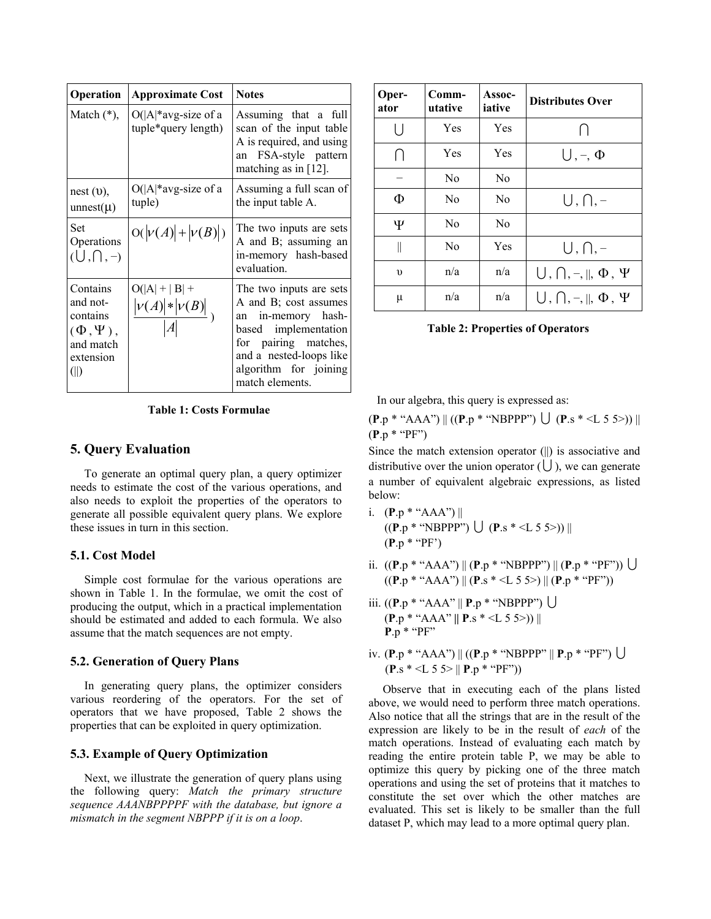| Operation | Approximate Cost | Notes |
| --- | --- | --- |
| Match (*), | O(\|A\|*avg-size of a tuple*query length) | Assuming that a full scan of the input table A is required, and using an FSA-style pattern matching as in [12]. |
| nest (υ), unnest(μ) | O(\|A\|*avg-size of a tuple) | Assuming a full scan of the input table A. |
| Set Operations ($\bigcup, \bigcap, -$) | $O(\lvert\nu(A)\rvert + \lvert\nu(B)\rvert)$ | The two inputs are sets A and B; assuming an in-memory hash-based evaluation. |
| Contains and not-contains ($\Phi, \Psi$), and match extension (\|\|) | $O(\lvert A\rvert + \lvert B\rvert + \frac{\lvert\nu(A)\rvert * \lvert\nu(B)\rvert}{\lvert A\rvert})$ | The two inputs are sets A and B; cost assumes an in-memory hash-based implementation for pairing matches, and a nested-loops like algorithm for joining match elements. |

**Table 1: Costs Formulae**

## 5. Query Evaluation

To generate an optimal query plan, a query optimizer needs to estimate the cost of the various operations, and also needs to exploit the properties of the operators to generate all possible equivalent query plans. We explore these issues in turn in this section.

### 5.1. Cost Model

Simple cost formulae for the various operations are shown in Table 1. In the formulae, we omit the cost of producing the output, which in a practical implementation should be estimated and added to each formula. We also assume that the match sequences are not empty.

### 5.2. Generation of Query Plans

In generating query plans, the optimizer considers various reordering of the operators. For the set of operators that we have proposed, Table 2 shows the properties that can be exploited in query optimization.

### 5.3. Example of Query Optimization

Next, we illustrate the generation of query plans using the following query: *Match the primary structure sequence AAANBPPPPF with the database, but ignore a mismatch in the segment NBPPP if it is on a loop*.

| Operator | Commutative | Associative | Distributes Over |
| --- | --- | --- | --- |
| $\bigcup$ | Yes | Yes | $\bigcap$ |
| $\bigcap$ | Yes | Yes | $\bigcup, -, \Phi$ |
| $-$ | No | No | |
| $\Phi$ | No | No | $\bigcup, \bigcap, -$ |
| $\Psi$ | No | No | |
| \|\| | No | Yes | $\bigcup, \bigcap, -$ |
| υ | n/a | n/a | $\bigcup, \bigcap, -, \Vert, \Phi, \Psi$ |
| μ | n/a | n/a | $\bigcup, \bigcap, -, \Vert, \Phi, \Psi$ |

**Table 2: Properties of Operators**

In our algebra, this query is expressed as:

(**P**.p * "AAA") || ((**P**.p * "NBPPP") $\bigcup$ (**P**.s * <L 5 5>)) || (**P**.p * "PF")

Since the match extension operator (||) is associative and distributive over the union operator ($\bigcup$), we can generate a number of equivalent algebraic expressions, as listed below:

i. (**P**.p * "AAA") || ((**P**.p * "NBPPP") $\bigcup$ (**P**.s * <L 5 5>)) || (**P**.p * "PF')

ii. ((**P**.p * "AAA") || (**P**.p * "NBPPP") || (**P**.p * "PF")) $\bigcup$ ((**P**.p * "AAA") || (**P**.s * <L 5 5>) || (**P**.p * "PF"))

iii. ((**P**.p * "AAA" || **P**.p * "NBPPP") $\bigcup$ (**P**.p * "AAA" **||** **P**.s * <L 5 5>)) || **P**.p * "PF"

iv. (**P**.p * "AAA") || ((**P**.p * "NBPPP" || **P**.p * "PF") $\bigcup$ (**P**.s * <L 5 5> || **P**.p * "PF"))

Observe that in executing each of the plans listed above, we would need to perform three match operations. Also notice that all the strings that are in the result of the expression are likely to be in the result of *each* of the match operations. Instead of evaluating each match by reading the entire protein table P, we may be able to optimize this query by picking one of the three match operations and using the set of proteins that it matches to constitute the set over which the other matches are evaluated. This set is likely to be smaller than the full dataset P, which may lead to a more optimal query plan.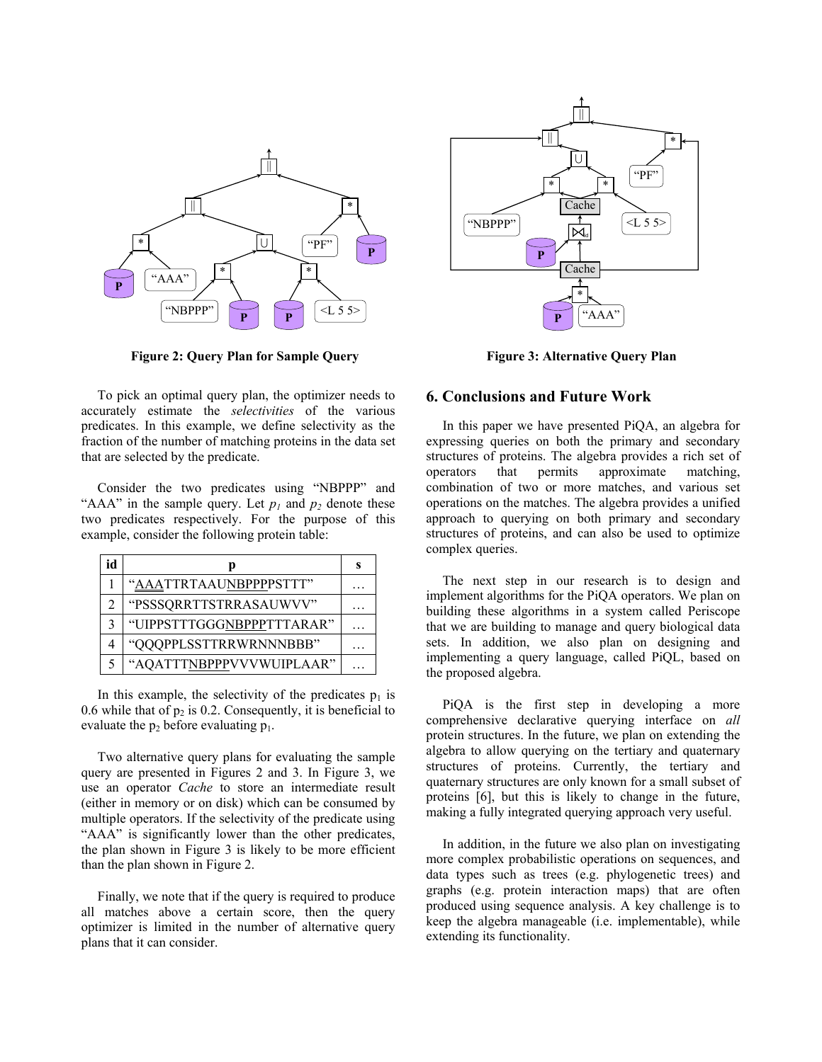Figure 2: Query Plan for Sample Query

Figure 3: Alternative Query Plan

To pick an optimal query plan, the optimizer needs to accurately estimate the *selectivities* of the various predicates. In this example, we define selectivity as the fraction of the number of matching proteins in the data set that are selected by the predicate.

Consider the two predicates using "NBPPP" and "AAA" in the sample query. Let $p_1$ and $p_2$ denote these two predicates respectively. For the purpose of this example, consider the following protein table:

| id | p | s |
|---|---|---|
| 1 | "AAATTRTAAUNBPPPPSTTT" | … |
| 2 | "PSSSQRRTTSTRRASAUWVV" | … |
| 3 | "UIPPSTTTGGGNBPPPTTTARAR" | … |
| 4 | "QQQPPLSSTTRRWRNNNBBB" | … |
| 5 | "AQATTTNBPPPVVVWUIPLAAR" | … |

In this example, the selectivity of the predicates $p_1$ is 0.6 while that of $p_2$ is 0.2. Consequently, it is beneficial to evaluate the $p_2$ before evaluating $p_1$.

Two alternative query plans for evaluating the sample query are presented in Figures 2 and 3. In Figure 3, we use an operator *Cache* to store an intermediate result (either in memory or on disk) which can be consumed by multiple operators. If the selectivity of the predicate using "AAA" is significantly lower than the other predicates, the plan shown in Figure 3 is likely to be more efficient than the plan shown in Figure 2.

Finally, we note that if the query is required to produce all matches above a certain score, then the query optimizer is limited in the number of alternative query plans that it can consider.

## 6. Conclusions and Future Work

In this paper we have presented PiQA, an algebra for expressing queries on both the primary and secondary structures of proteins. The algebra provides a rich set of operators that permits approximate matching, combination of two or more matches, and various set operations on the matches. The algebra provides a unified approach to querying on both primary and secondary structures of proteins, and can also be used to optimize complex queries.

The next step in our research is to design and implement algorithms for the PiQA operators. We plan on building these algorithms in a system called Periscope that we are building to manage and query biological data sets. In addition, we also plan on designing and implementing a query language, called PiQL, based on the proposed algebra.

PiQA is the first step in developing a more comprehensive declarative querying interface on *all* protein structures. In the future, we plan on extending the algebra to allow querying on the tertiary and quaternary structures of proteins. Currently, the tertiary and quaternary structures are only known for a small subset of proteins [6], but this is likely to change in the future, making a fully integrated querying approach very useful.

In addition, in the future we also plan on investigating more complex probabilistic operations on sequences, and data types such as trees (e.g. phylogenetic trees) and graphs (e.g. protein interaction maps) that are often produced using sequence analysis. A key challenge is to keep the algebra manageable (i.e. implementable), while extending its functionality.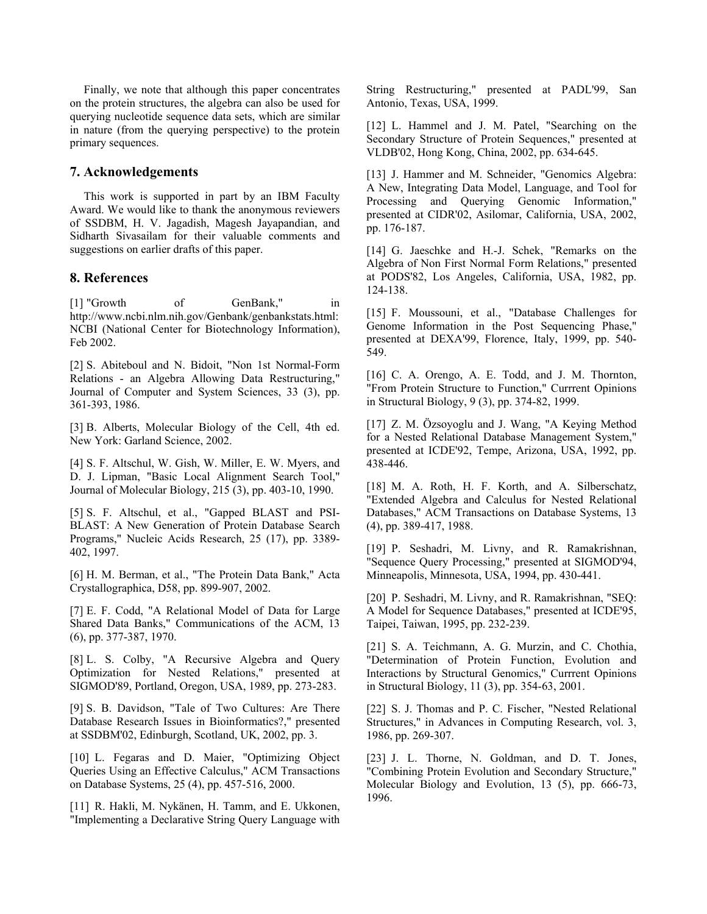Finally, we note that although this paper concentrates on the protein structures, the algebra can also be used for querying nucleotide sequence data sets, which are similar in nature (from the querying perspective) to the protein primary sequences.

## 7. Acknowledgements

This work is supported in part by an IBM Faculty Award. We would like to thank the anonymous reviewers of SSDBM, H. V. Jagadish, Magesh Jayapandian, and Sidharth Sivasailam for their valuable comments and suggestions on earlier drafts of this paper.

## 8. References

[1] "Growth of GenBank," in http://www.ncbi.nlm.nih.gov/Genbank/genbankstats.html: NCBI (National Center for Biotechnology Information), Feb 2002.

[2] S. Abiteboul and N. Bidoit, "Non 1st Normal-Form Relations - an Algebra Allowing Data Restructuring," Journal of Computer and System Sciences, 33 (3), pp. 361-393, 1986.

[3] B. Alberts, Molecular Biology of the Cell, 4th ed. New York: Garland Science, 2002.

[4] S. F. Altschul, W. Gish, W. Miller, E. W. Myers, and D. J. Lipman, "Basic Local Alignment Search Tool," Journal of Molecular Biology, 215 (3), pp. 403-10, 1990.

[5] S. F. Altschul, et al., "Gapped BLAST and PSI-BLAST: A New Generation of Protein Database Search Programs," Nucleic Acids Research, 25 (17), pp. 3389-402, 1997.

[6] H. M. Berman, et al., "The Protein Data Bank," Acta Crystallographica, D58, pp. 899-907, 2002.

[7] E. F. Codd, "A Relational Model of Data for Large Shared Data Banks," Communications of the ACM, 13 (6), pp. 377-387, 1970.

[8] L. S. Colby, "A Recursive Algebra and Query Optimization for Nested Relations," presented at SIGMOD'89, Portland, Oregon, USA, 1989, pp. 273-283.

[9] S. B. Davidson, "Tale of Two Cultures: Are There Database Research Issues in Bioinformatics?," presented at SSDBM'02, Edinburgh, Scotland, UK, 2002, pp. 3.

[10] L. Fegaras and D. Maier, "Optimizing Object Queries Using an Effective Calculus," ACM Transactions on Database Systems, 25 (4), pp. 457-516, 2000.

[11] R. Hakli, M. Nykänen, H. Tamm, and E. Ukkonen, "Implementing a Declarative String Query Language with String Restructuring," presented at PADL'99, San Antonio, Texas, USA, 1999.

[12] L. Hammel and J. M. Patel, "Searching on the Secondary Structure of Protein Sequences," presented at VLDB'02, Hong Kong, China, 2002, pp. 634-645.

[13] J. Hammer and M. Schneider, "Genomics Algebra: A New, Integrating Data Model, Language, and Tool for Processing and Querying Genomic Information," presented at CIDR'02, Asilomar, California, USA, 2002, pp. 176-187.

[14] G. Jaeschke and H.-J. Schek, "Remarks on the Algebra of Non First Normal Form Relations," presented at PODS'82, Los Angeles, California, USA, 1982, pp. 124-138.

[15] F. Moussouni, et al., "Database Challenges for Genome Information in the Post Sequencing Phase," presented at DEXA'99, Florence, Italy, 1999, pp. 540-549.

[16] C. A. Orengo, A. E. Todd, and J. M. Thornton, "From Protein Structure to Function," Currrent Opinions in Structural Biology, 9 (3), pp. 374-82, 1999.

[17] Z. M. Özsoyoglu and J. Wang, "A Keying Method for a Nested Relational Database Management System," presented at ICDE'92, Tempe, Arizona, USA, 1992, pp. 438-446.

[18] M. A. Roth, H. F. Korth, and A. Silberschatz, "Extended Algebra and Calculus for Nested Relational Databases," ACM Transactions on Database Systems, 13 (4), pp. 389-417, 1988.

[19] P. Seshadri, M. Livny, and R. Ramakrishnan, "Sequence Query Processing," presented at SIGMOD'94, Minneapolis, Minnesota, USA, 1994, pp. 430-441.

[20] P. Seshadri, M. Livny, and R. Ramakrishnan, "SEQ: A Model for Sequence Databases," presented at ICDE'95, Taipei, Taiwan, 1995, pp. 232-239.

[21] S. A. Teichmann, A. G. Murzin, and C. Chothia, "Determination of Protein Function, Evolution and Interactions by Structural Genomics," Currrent Opinions in Structural Biology, 11 (3), pp. 354-63, 2001.

[22] S. J. Thomas and P. C. Fischer, "Nested Relational Structures," in Advances in Computing Research, vol. 3, 1986, pp. 269-307.

[23] J. L. Thorne, N. Goldman, and D. T. Jones, "Combining Protein Evolution and Secondary Structure," Molecular Biology and Evolution, 13 (5), pp. 666-73, 1996.